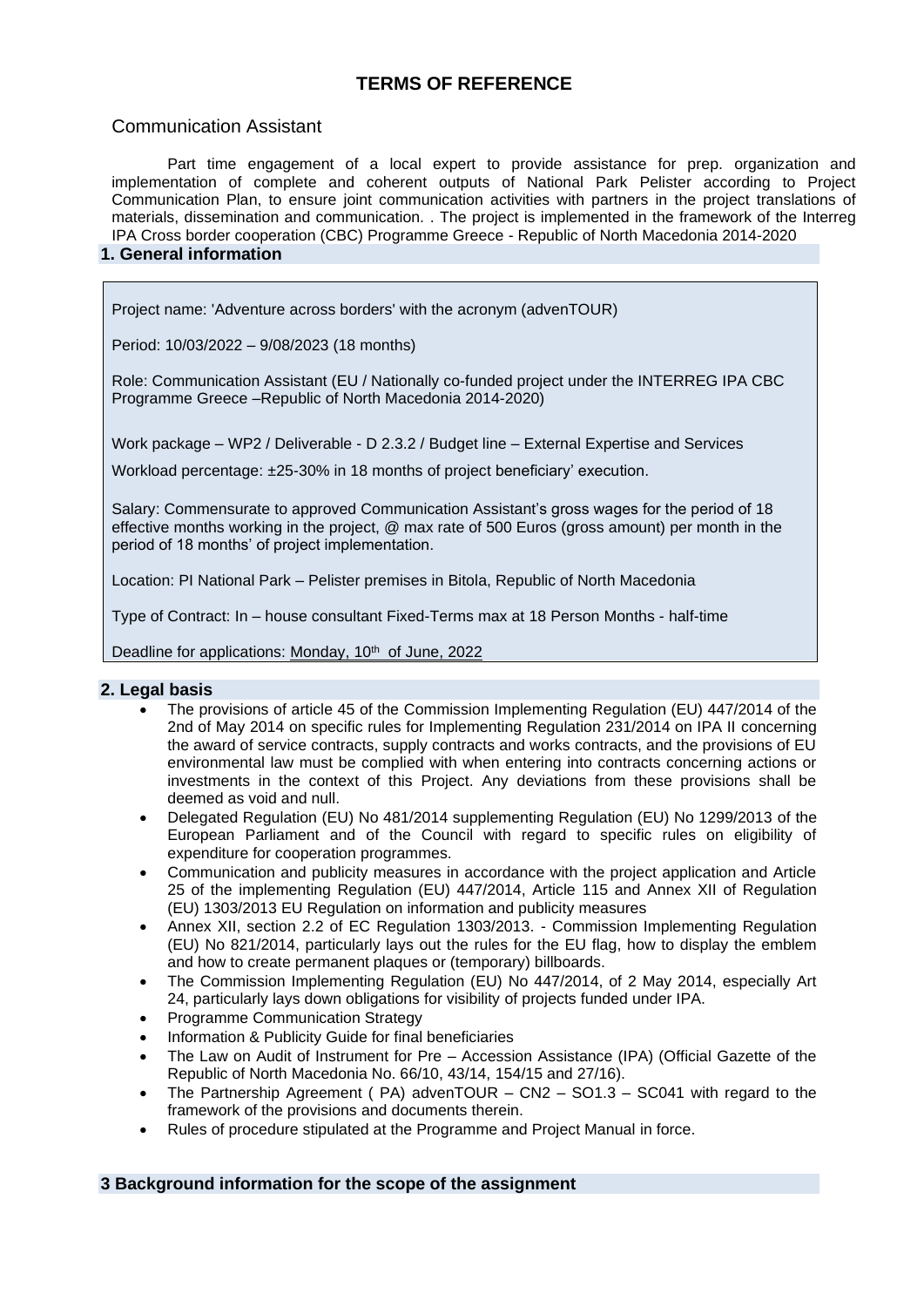# TERMS OF REFERENCE

## Communication Assistant

Part time engagement of a local expert to provide assistance for prep. organization and implementation of complete and coherent outputs of National Park Pelister according to Project Communication Plan, to ensure joint communication activities with partners in the project translations of materials, dissemination and communication. . The project is implemented in the framework of the Interreg IPA Cross border cooperation (CBC) Programme Greece - Republic of North Macedonia 2014-2020

## 1. General information

Project name: 'Adventure across borders' with the acronym (advenTOUR)

Period: 10/03/2022 – 9/08/2023 (18 months)

Role: Communication Assistant (EU / Nationally co-funded project under the INTERREG IPA CBC Programme Greece –Republic of North Macedonia 2014-2020)

Work package – WP2 / Deliverable - D 2.3.2 / Budget line – External Expertise and Services

Workload percentage: ±25-30% in 18 months of project beneficiary' execution.

Salary: Commensurate to approved Communication Assistant's gross wages for the period of 18 effective months working in the project, @ max rate of 500 Euros (gross amount) per month in the period of 18 months' of project implementation.

Location: PI National Park – Pelister premises in Bitola, Republic of North Macedonia

Type of Contract: In – house consultant Fixed-Terms max at 18 Person Months - half-time

Deadline for applications: Monday, 10th of June, 2022

## 2. Legal basis

- The provisions of article 45 of the Commission Implementing Regulation (EU) 447/2014 of the 2nd of May 2014 on specific rules for Implementing Regulation 231/2014 on IPA II concerning the award of service contracts, supply contracts and works contracts, and the provisions of EU environmental law must be complied with when entering into contracts concerning actions or investments in the context of this Project. Any deviations from these provisions shall be deemed as void and null.
- Delegated Regulation (EU) No 481/2014 supplementing Regulation (EU) No 1299/2013 of the European Parliament and of the Council with regard to specific rules on eligibility of expenditure for cooperation programmes.
- Communication and publicity measures in accordance with the project application and Article 25 of the implementing Regulation (EU) 447/2014, Article 115 and Annex XII of Regulation (EU) 1303/2013 EU Regulation on information and publicity measures
- Annex XII, section 2.2 of EC Regulation 1303/2013. - Commission Implementing Regulation (EU) No 821/2014, particularly lays out the rules for the EU flag, how to display the emblem and how to create permanent plaques or (temporary) billboards.
- The Commission Implementing Regulation (EU) No 447/2014, of 2 May 2014, especially Art 24, particularly lays down obligations for visibility of projects funded under IPA.
- Programme Communication Strategy
- Information & Publicity Guide for final beneficiaries
- The Law on Audit of Instrument for Pre – Accession Assistance (IPA) (Official Gazette of the Republic of North Macedonia No. 66/10, 43/14, 154/15 and 27/16).
- The Partnership Agreement ( PA) advenTOUR – CN2 – SO1.3 – SC041 with regard to the framework of the provisions and documents therein.
- Rules of procedure stipulated at the Programme and Project Manual in force.

## 3 Background information for the scope of the assignment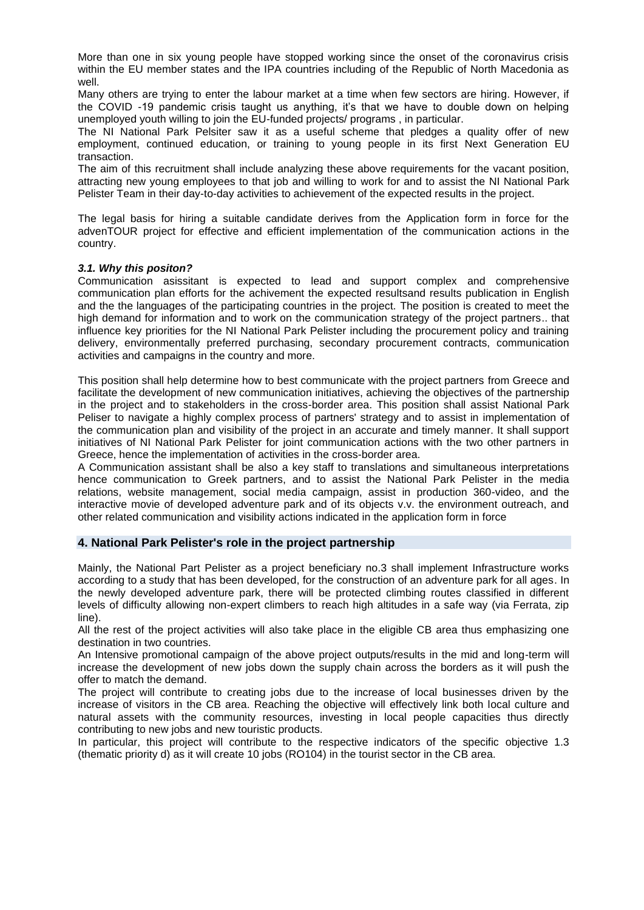More than one in six young people have stopped working since the onset of the coronavirus crisis within the EU member states and the IPA countries including of the Republic of North Macedonia as well.

Many others are trying to enter the labour market at a time when few sectors are hiring. However, if the COVID -19 pandemic crisis taught us anything, it's that we have to double down on helping unemployed youth willing to join the EU-funded projects/ programs , in particular.

The NI National Park Pelsiter saw it as a useful scheme that pledges a quality offer of new employment, continued education, or training to young people in its first Next Generation EU transaction.

The aim of this recruitment shall include analyzing these above requirements for the vacant position, attracting new young employees to that job and willing to work for and to assist the NI National Park Pelister Team in their day-to-day activities to achievement of the expected results in the project.

The legal basis for hiring a suitable candidate derives from the Application form in force for the advenTOUR project for effective and efficient implementation of the communication actions in the country.

### *3.1. Why this positon?*

Communication asissitant is expected to lead and support complex and comprehensive communication plan efforts for the achivement the expected resultsand results publication in English and the the languages of the participating countries in the project. The position is created to meet the high demand for information and to work on the communication strategy of the project partners.. that influence key priorities for the NI National Park Pelister including the procurement policy and training delivery, environmentally preferred purchasing, secondary procurement contracts, communication activities and campaigns in the country and more.

This position shall help determine how to best communicate with the project partners from Greece and facilitate the development of new communication initiatives, achieving the objectives of the partnership in the project and to stakeholders in the cross-border area. This position shall assist National Park Peliser to navigate a highly complex process of partners' strategy and to assist in implementation of the communication plan and visibility of the project in an accurate and timely manner. It shall support initiatives of NI National Park Pelister for joint communication actions with the two other partners in Greece, hence the implementation of activities in the cross-border area.

A Communication assistant shall be also a key staff to translations and simultaneous interpretations hence communication to Greek partners, and to assist the National Park Pelister in the media relations, website management, social media campaign, assist in production 360-video, and the interactive movie of developed adventure park and of its objects v.v. the environment outreach, and other related communication and visibility actions indicated in the application form in force

## 4. National Park Pelister's role in the project partnership

Mainly, the National Part Pelister as a project beneficiary no.3 shall implement Infrastructure works according to a study that has been developed, for the construction of an adventure park for all ages. In the newly developed adventure park, there will be protected climbing routes classified in different levels of difficulty allowing non-expert climbers to reach high altitudes in a safe way (via Ferrata, zip line).

All the rest of the project activities will also take place in the eligible CB area thus emphasizing one destination in two countries.

An Intensive promotional campaign of the above project outputs/results in the mid and long-term will increase the development of new jobs down the supply chain across the borders as it will push the offer to match the demand.

The project will contribute to creating jobs due to the increase of local businesses driven by the increase of visitors in the CB area. Reaching the objective will effectively link both local culture and natural assets with the community resources, investing in local people capacities thus directly contributing to new jobs and new touristic products.

In particular, this project will contribute to the respective indicators of the specific objective 1.3 (thematic priority d) as it will create 10 jobs (RO104) in the tourist sector in the CB area.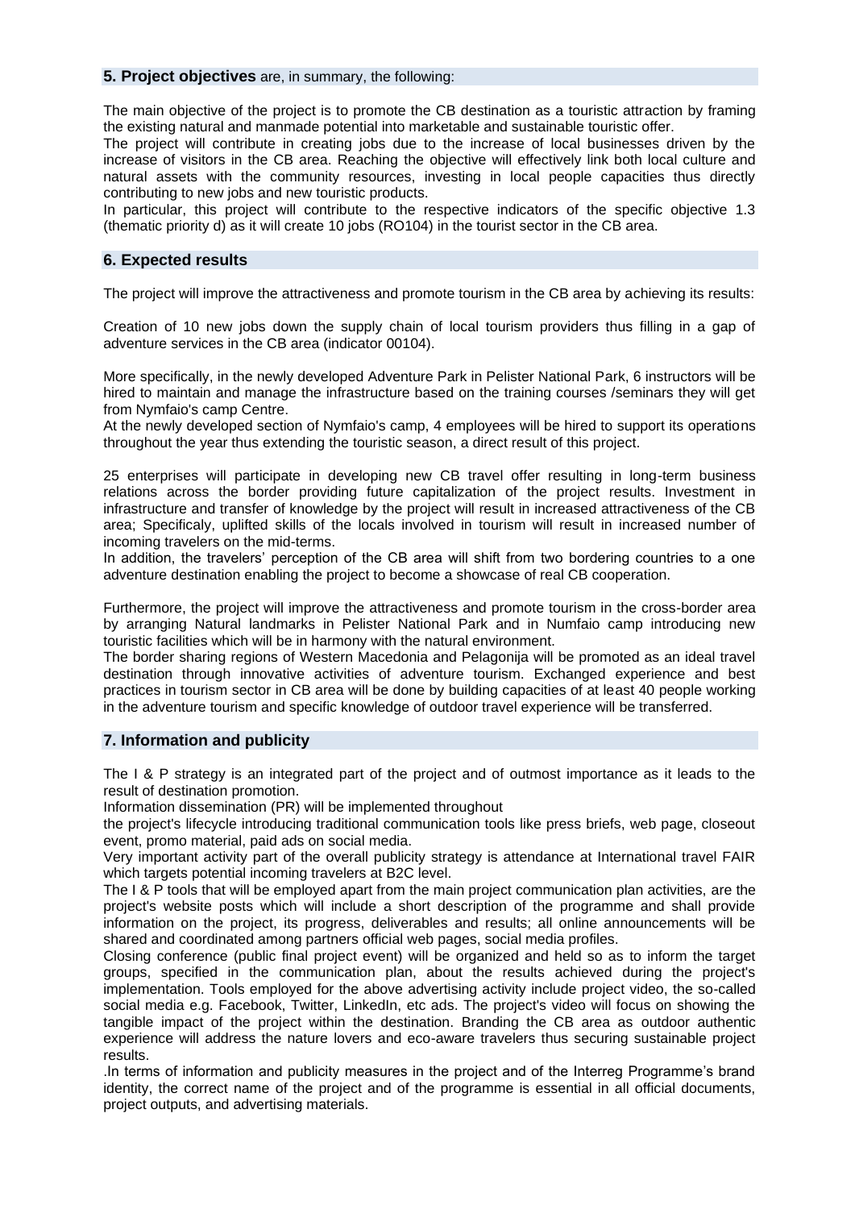## 5. Project objectives are, in summary, the following:

The main objective of the project is to promote the CB destination as a touristic attraction by framing the existing natural and manmade potential into marketable and sustainable touristic offer.

The project will contribute in creating jobs due to the increase of local businesses driven by the increase of visitors in the CB area. Reaching the objective will effectively link both local culture and natural assets with the community resources, investing in local people capacities thus directly contributing to new jobs and new touristic products.

In particular, this project will contribute to the respective indicators of the specific objective 1.3 (thematic priority d) as it will create 10 jobs (RO104) in the tourist sector in the CB area.

## 6. Expected results

The project will improve the attractiveness and promote tourism in the CB area by achieving its results:

Creation of 10 new jobs down the supply chain of local tourism providers thus filling in a gap of adventure services in the CB area (indicator 00104).

More specifically, in the newly developed Adventure Park in Pelister National Park, 6 instructors will be hired to maintain and manage the infrastructure based on the training courses /seminars they will get from Nymfaio's camp Centre.

At the newly developed section of Nymfaio's camp, 4 employees will be hired to support its operations throughout the year thus extending the touristic season, a direct result of this project.

25 enterprises will participate in developing new CB travel offer resulting in long-term business relations across the border providing future capitalization of the project results. Investment in infrastructure and transfer of knowledge by the project will result in increased attractiveness of the CB area; Specificaly, uplifted skills of the locals involved in tourism will result in increased number of incoming travelers on the mid-terms.

In addition, the travelers' perception of the CB area will shift from two bordering countries to a one adventure destination enabling the project to become a showcase of real CB cooperation.

Furthermore, the project will improve the attractiveness and promote tourism in the cross-border area by arranging Natural landmarks in Pelister National Park and in Numfaio camp introducing new touristic facilities which will be in harmony with the natural environment.

The border sharing regions of Western Macedonia and Pelagonija will be promoted as an ideal travel destination through innovative activities of adventure tourism. Exchanged experience and best practices in tourism sector in CB area will be done by building capacities of at least 40 people working in the adventure tourism and specific knowledge of outdoor travel experience will be transferred.

## 7. Information and publicity

The I & P strategy is an integrated part of the project and of outmost importance as it leads to the result of destination promotion.

Information dissemination (PR) will be implemented throughout the project's lifecycle introducing traditional communication tools like press briefs, web page, closeout event, promo material, paid ads on social media.

Very important activity part of the overall publicity strategy is attendance at International travel FAIR which targets potential incoming travelers at B2C level.

The I & P tools that will be employed apart from the main project communication plan activities, are the project's website posts which will include a short description of the programme and shall provide information on the project, its progress, deliverables and results; all online announcements will be shared and coordinated among partners official web pages, social media profiles.

Closing conference (public final project event) will be organized and held so as to inform the target groups, specified in the communication plan, about the results achieved during the project's implementation. Tools employed for the above advertising activity include project video, the so-called social media e.g. Facebook, Twitter, LinkedIn, etc ads. The project's video will focus on showing the tangible impact of the project within the destination. Branding the CB area as outdoor authentic experience will address the nature lovers and eco-aware travelers thus securing sustainable project results.

.In terms of information and publicity measures in the project and of the Interreg Programme's brand identity, the correct name of the project and of the programme is essential in all official documents, project outputs, and advertising materials.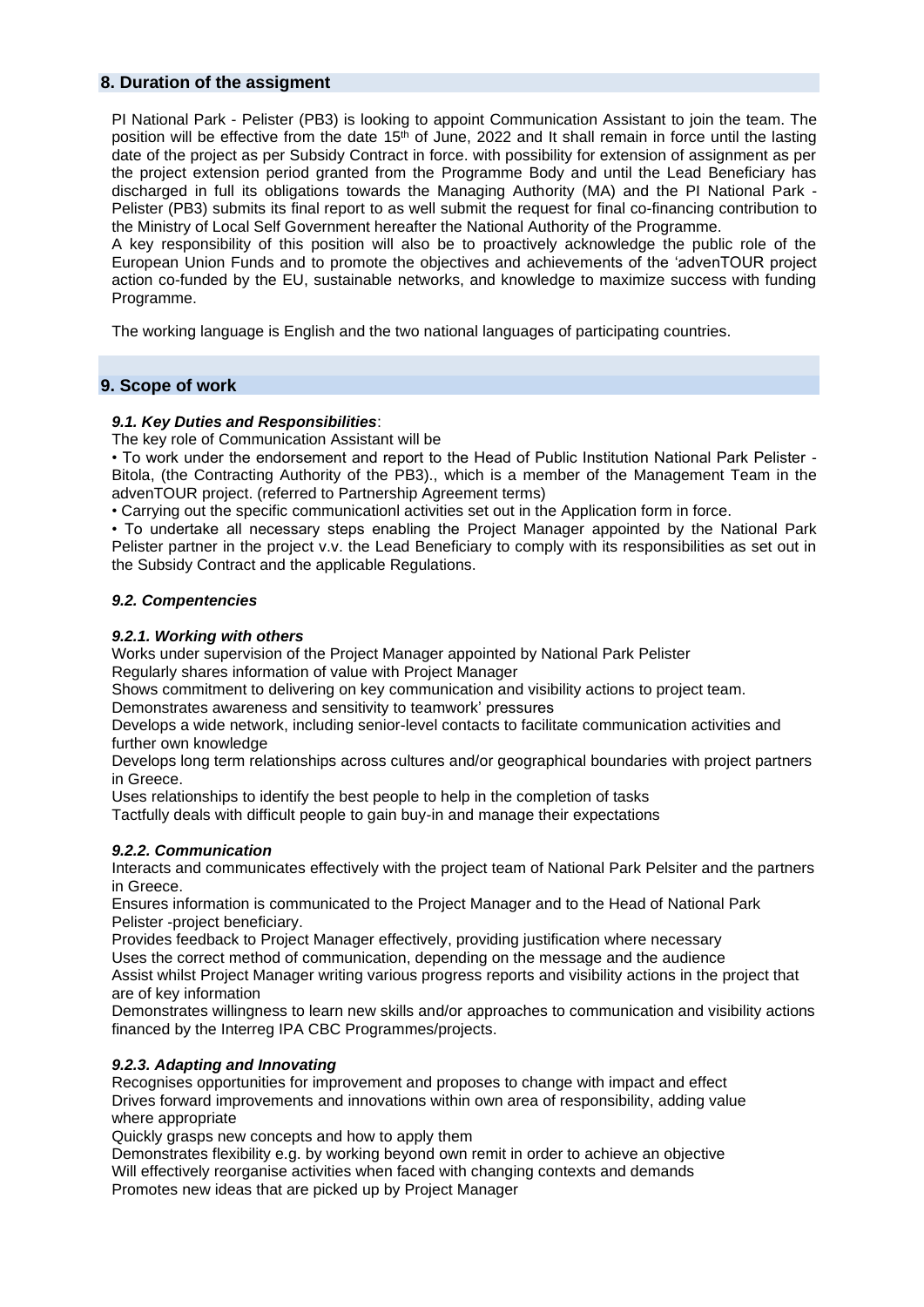## 8. Duration of the assigment

PI National Park - Pelister (PB3) is looking to appoint Communication Assistant to join the team. The position will be effective from the date 15th of June, 2022 and It shall remain in force until the lasting date of the project as per Subsidy Contract in force. with possibility for extension of assignment as per the project extension period granted from the Programme Body and until the Lead Beneficiary has discharged in full its obligations towards the Managing Authority (MA) and the PI National Park - Pelister (PB3) submits its final report to as well submit the request for final co-financing contribution to the Ministry of Local Self Government hereafter the National Authority of the Programme.

A key responsibility of this position will also be to proactively acknowledge the public role of the European Union Funds and to promote the objectives and achievements of the 'advenTOUR project action co-funded by the EU, sustainable networks, and knowledge to maximize success with funding Programme.

The working language is English and the two national languages of participating countries.

## 9. Scope of work

### *9.1. Key Duties and Responsibilities*:

The key role of Communication Assistant will be

- To work under the endorsement and report to the Head of Public Institution National Park Pelister - Bitola, (the Contracting Authority of the PB3)., which is a member of the Management Team in the advenTOUR project. (referred to Partnership Agreement terms)
- Carrying out the specific communicationl activities set out in the Application form in force.
- To undertake all necessary steps enabling the Project Manager appointed by the National Park Pelister partner in the project v.v. the Lead Beneficiary to comply with its responsibilities as set out in the Subsidy Contract and the applicable Regulations.

### *9.2. Compentencies*

#### *9.2.1. Working with others*

Works under supervision of the Project Manager appointed by National Park Pelister
Regularly shares information of value with Project Manager
Shows commitment to delivering on key communication and visibility actions to project team.
Demonstrates awareness and sensitivity to teamwork' pressures
Develops a wide network, including senior-level contacts to facilitate communication activities and further own knowledge
Develops long term relationships across cultures and/or geographical boundaries with project partners in Greece.
Uses relationships to identify the best people to help in the completion of tasks
Tactfully deals with difficult people to gain buy-in and manage their expectations

#### *9.2.2. Communication*

Interacts and communicates effectively with the project team of National Park Pelsiter and the partners in Greece.
Ensures information is communicated to the Project Manager and to the Head of National Park Pelister -project beneficiary.
Provides feedback to Project Manager effectively, providing justification where necessary
Uses the correct method of communication, depending on the message and the audience
Assist whilst Project Manager writing various progress reports and visibility actions in the project that are of key information
Demonstrates willingness to learn new skills and/or approaches to communication and visibility actions financed by the Interreg IPA CBC Programmes/projects.

#### *9.2.3. Adapting and Innovating*

Recognises opportunities for improvement and proposes to change with impact and effect
Drives forward improvements and innovations within own area of responsibility, adding value where appropriate
Quickly grasps new concepts and how to apply them
Demonstrates flexibility e.g. by working beyond own remit in order to achieve an objective
Will effectively reorganise activities when faced with changing contexts and demands
Promotes new ideas that are picked up by Project Manager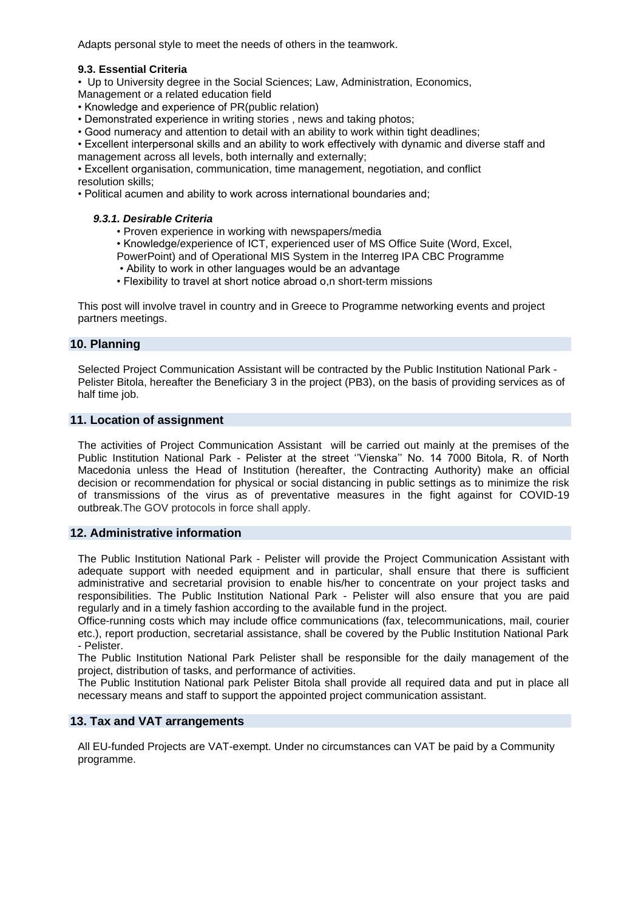Adapts personal style to meet the needs of others in the teamwork.

**9.3. Essential Criteria**

- Up to University degree in the Social Sciences; Law, Administration, Economics, Management or a related education field
- Knowledge and experience of PR(public relation)
- Demonstrated experience in writing stories , news and taking photos;
- Good numeracy and attention to detail with an ability to work within tight deadlines;
- Excellent interpersonal skills and an ability to work effectively with dynamic and diverse staff and management across all levels, both internally and externally;
- Excellent organisation, communication, time management, negotiation, and conflict resolution skills;
- Political acumen and ability to work across international boundaries and;

***9.3.1. Desirable Criteria***

- Proven experience in working with newspapers/media
- Knowledge/experience of ICT, experienced user of MS Office Suite (Word, Excel, PowerPoint) and of Operational MIS System in the Interreg IPA CBC Programme
- Ability to work in other languages would be an advantage
- Flexibility to travel at short notice abroad o,n short-term missions

This post will involve travel in country and in Greece to Programme networking events and project partners meetings.

## 10. Planning

Selected Project Communication Assistant will be contracted by the Public Institution National Park - Pelister Bitola, hereafter the Beneficiary 3 in the project (PB3), on the basis of providing services as of half time job.

## 11. Location of assignment

The activities of Project Communication Assistant will be carried out mainly at the premises of the Public Institution National Park - Pelister at the street ''Vienska'' No. 14 7000 Bitola, R. of North Macedonia unless the Head of Institution (hereafter, the Contracting Authority) make an official decision or recommendation for physical or social distancing in public settings as to minimize the risk of transmissions of the virus as of preventative measures in the fight against for COVID-19 outbreak.The GOV protocols in force shall apply.

## 12. Administrative information

The Public Institution National Park - Pelister will provide the Project Communication Assistant with adequate support with needed equipment and in particular, shall ensure that there is sufficient administrative and secretarial provision to enable his/her to concentrate on your project tasks and responsibilities. The Public Institution National Park - Pelister will also ensure that you are paid regularly and in a timely fashion according to the available fund in the project.

Office-running costs which may include office communications (fax, telecommunications, mail, courier etc.), report production, secretarial assistance, shall be covered by the Public Institution National Park - Pelister.

The Public Institution National Park Pelister shall be responsible for the daily management of the project, distribution of tasks, and performance of activities.

The Public Institution National park Pelister Bitola shall provide all required data and put in place all necessary means and staff to support the appointed project communication assistant.

## 13. Tax and VAT arrangements

All EU-funded Projects are VAT-exempt. Under no circumstances can VAT be paid by a Community programme.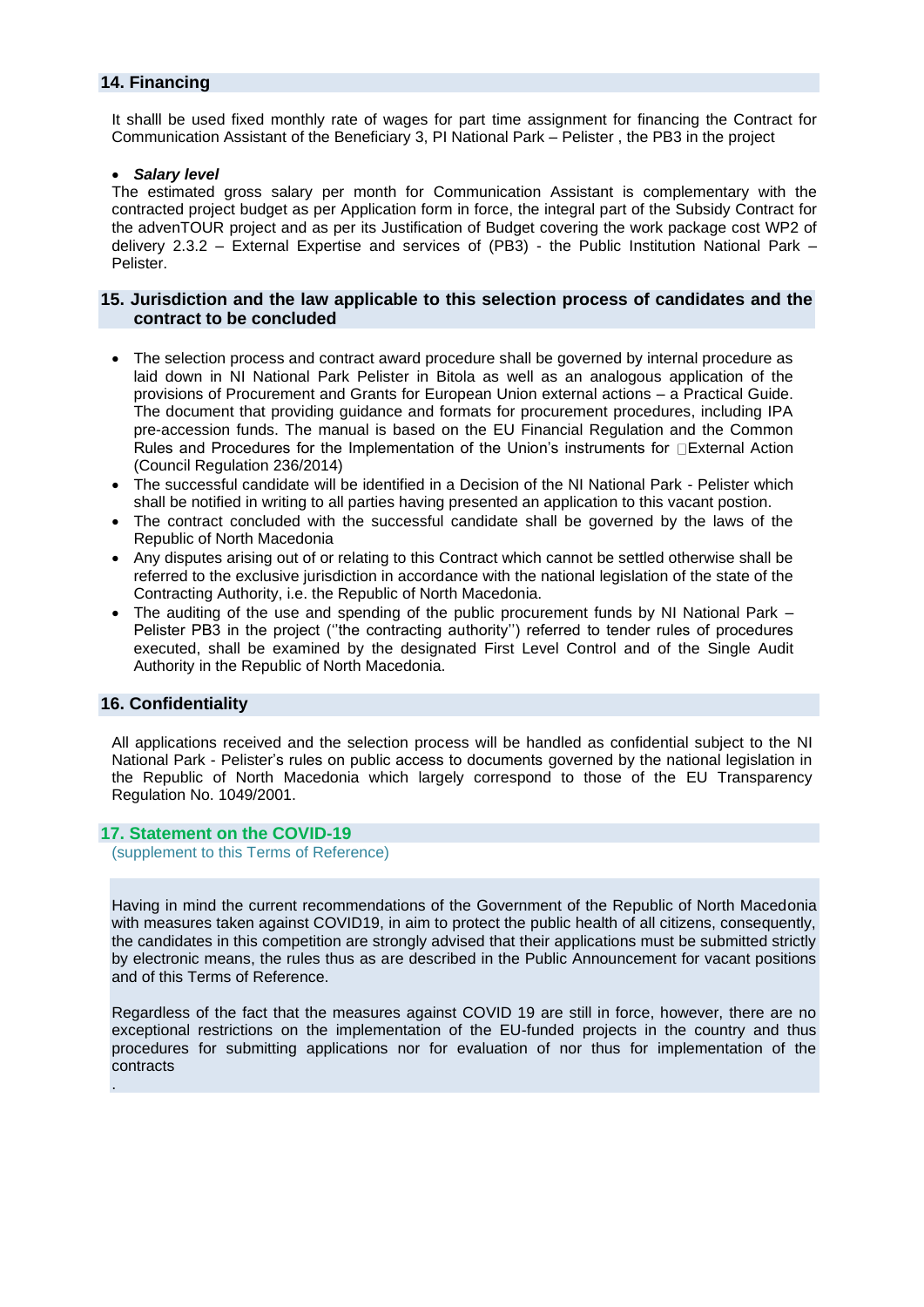## 14. Financing

It shalll be used fixed monthly rate of wages for part time assignment for financing the Contract for Communication Assistant of the Beneficiary 3, PI National Park – Pelister , the PB3 in the project

- ***Salary level***

The estimated gross salary per month for Communication Assistant is complementary with the contracted project budget as per Application form in force, the integral part of the Subsidy Contract for the advenTOUR project and as per its Justification of Budget covering the work package cost WP2 of delivery 2.3.2 – External Expertise and services of (PB3) - the Public Institution National Park – Pelister.

## 15. Jurisdiction and the law applicable to this selection process of candidates and the contract to be concluded

- The selection process and contract award procedure shall be governed by internal procedure as laid down in NI National Park Pelister in Bitola as well as an analogous application of the provisions of Procurement and Grants for European Union external actions – a Practical Guide. The document that providing guidance and formats for procurement procedures, including IPA pre-accession funds. The manual is based on the EU Financial Regulation and the Common Rules and Procedures for the Implementation of the Union's instruments for External Action (Council Regulation 236/2014)
- The successful candidate will be identified in a Decision of the NI National Park - Pelister which shall be notified in writing to all parties having presented an application to this vacant postion.
- The contract concluded with the successful candidate shall be governed by the laws of the Republic of North Macedonia
- Any disputes arising out of or relating to this Contract which cannot be settled otherwise shall be referred to the exclusive jurisdiction in accordance with the national legislation of the state of the Contracting Authority, i.e. the Republic of North Macedonia.
- The auditing of the use and spending of the public procurement funds by NI National Park – Pelister PB3 in the project (''the contracting authority'') referred to tender rules of procedures executed, shall be examined by the designated First Level Control and of the Single Audit Authority in the Republic of North Macedonia.

## 16. Confidentiality

All applications received and the selection process will be handled as confidential subject to the NI National Park - Pelister's rules on public access to documents governed by the national legislation in the Republic of North Macedonia which largely correspond to those of the EU Transparency Regulation No. 1049/2001.

## 17. Statement on the COVID-19

(supplement to this Terms of Reference)

Having in mind the current recommendations of the Government of the Republic of North Macedonia with measures taken against COVID19, in aim to protect the public health of all citizens, consequently, the candidates in this competition are strongly advised that their applications must be submitted strictly by electronic means, the rules thus as are described in the Public Announcement for vacant positions and of this Terms of Reference.

Regardless of the fact that the measures against COVID 19 are still in force, however, there are no exceptional restrictions on the implementation of the EU-funded projects in the country and thus procedures for submitting applications nor for evaluation of nor thus for implementation of the contracts

.